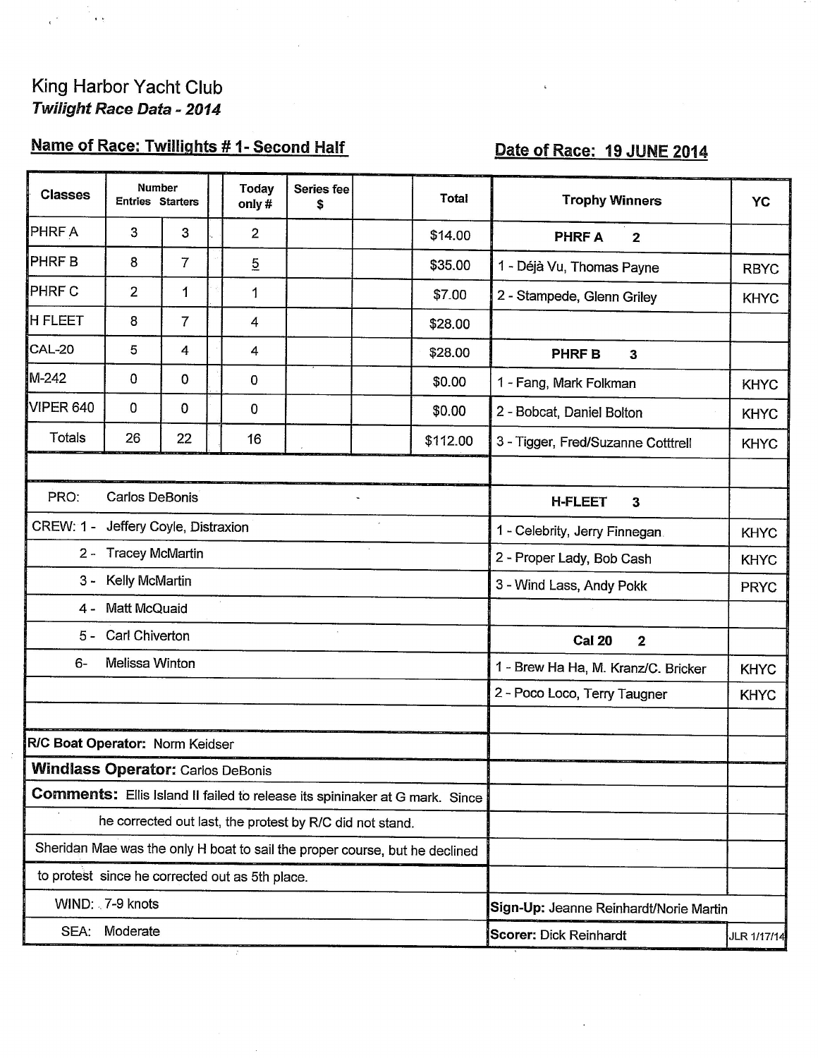King Harbor Yacht Club

***Twilight Race Data - 2014***

**Name of Race: Twillights # 1- Second Half** **Date of Race: 19 JUNE 2014**

| Classes | Number Entries | Starters | Today only # | Series fee $ | | Total |
|---|---|---|---|---|---|---|
| PHRF A | 3 | 3 | 2 | | | $14.00 |
| PHRF B | 8 | 7 | 5 | | | $35.00 |
| PHRF C | 2 | 1 | 1 | | | $7.00 |
| H FLEET | 8 | 7 | 4 | | | $28.00 |
| CAL-20 | 5 | 4 | 4 | | | $28.00 |
| M-242 | 0 | 0 | 0 | | | $0.00 |
| VIPER 640 | 0 | 0 | 0 | | | $0.00 |
| Totals | 26 | 22 | 16 | | | $112.00 |

PRO: Carlos DeBonis

CREW:
1 - Jeffery Coyle, Distraxion
2 - Tracey McMartin
3 - Kelly McMartin
4 - Matt McQuaid
5 - Carl Chiverton
6- Melissa Winton

**R/C Boat Operator:** Norm Keidser

**Windlass Operator:** Carlos DeBonis

**Comments:** Ellis Island II failed to release its spininaker at G mark. Since he corrected out last, the protest by R/C did not stand.

Sheridan Mae was the only H boat to sail the proper course, but he declined to protest since he corrected out as 5th place.

WIND: 7-9 knots

SEA: Moderate

| Trophy Winners | YC |
|---|---|
| **PHRF A 2** | |
| 1 - Déjà Vu, Thomas Payne | RBYC |
| 2 - Stampede, Glenn Griley | KHYC |
| **PHRF B 3** | |
| 1 - Fang, Mark Folkman | KHYC |
| 2 - Bobcat, Daniel Bolton | KHYC |
| 3 - Tigger, Fred/Suzanne Cotttrell | KHYC |
| **H-FLEET 3** | |
| 1 - Celebrity, Jerry Finnegan | KHYC |
| 2 - Proper Lady, Bob Cash | KHYC |
| 3 - Wind Lass, Andy Pokk | PRYC |
| **Cal 20 2** | |
| 1 - Brew Ha Ha, M. Kranz/C. Bricker | KHYC |
| 2 - Poco Loco, Terry Taugner | KHYC |

**Sign-Up:** Jeanne Reinhardt/Norie Martin

**Scorer:** Dick Reinhardt

JLR 1/17/14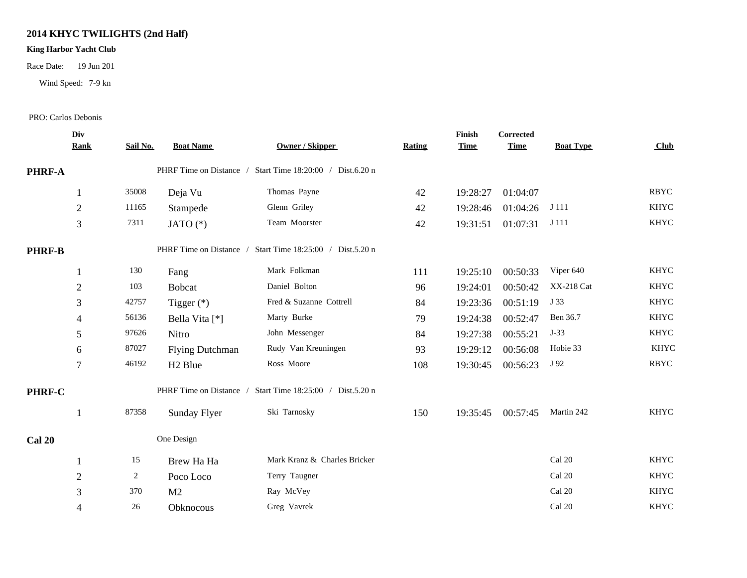**2014 KHYC TWILIGHTS (2nd Half)**

**King Harbor Yacht Club**

Race Date: 19 Jun 201

Wind Speed: 7-9 kn

PRO: Carlos Debonis

| Div Rank | Sail No. | Boat Name | Owner / Skipper | Rating | Finish Time | Corrected Time | Boat Type | Club |
|---|---|---|---|---|---|---|---|---|
| **PHRF-A** | | PHRF Time on Distance / Start Time 18:20:00 / Dist.6.20 n | | | | | | |
| 1 | 35008 | Deja Vu | Thomas Payne | 42 | 19:28:27 | 01:04:07 | | RBYC |
| 2 | 11165 | Stampede | Glenn Griley | 42 | 19:28:46 | 01:04:26 | J 111 | KHYC |
| 3 | 7311 | JATO (*) | Team Moorster | 42 | 19:31:51 | 01:07:31 | J 111 | KHYC |
| **PHRF-B** | | PHRF Time on Distance / Start Time 18:25:00 / Dist.5.20 n | | | | | | |
| 1 | 130 | Fang | Mark Folkman | 111 | 19:25:10 | 00:50:33 | Viper 640 | KHYC |
| 2 | 103 | Bobcat | Daniel Bolton | 96 | 19:24:01 | 00:50:42 | XX-218 Cat | KHYC |
| 3 | 42757 | Tigger (*) | Fred & Suzanne Cottrell | 84 | 19:23:36 | 00:51:19 | J 33 | KHYC |
| 4 | 56136 | Bella Vita [*] | Marty Burke | 79 | 19:24:38 | 00:52:47 | Ben 36.7 | KHYC |
| 5 | 97626 | Nitro | John Messenger | 84 | 19:27:38 | 00:55:21 | J-33 | KHYC |
| 6 | 87027 | Flying Dutchman | Rudy Van Kreuningen | 93 | 19:29:12 | 00:56:08 | Hobie 33 | KHYC |
| 7 | 46192 | H2 Blue | Ross Moore | 108 | 19:30:45 | 00:56:23 | J 92 | RBYC |
| **PHRF-C** | | PHRF Time on Distance / Start Time 18:25:00 / Dist.5.20 n | | | | | | |
| 1 | 87358 | Sunday Flyer | Ski Tarnosky | 150 | 19:35:45 | 00:57:45 | Martin 242 | KHYC |
| **Cal 20** | | One Design | | | | | | |
| 1 | 15 | Brew Ha Ha | Mark Kranz & Charles Bricker | | | | Cal 20 | KHYC |
| 2 | 2 | Poco Loco | Terry Taugner | | | | Cal 20 | KHYC |
| 3 | 370 | M2 | Ray McVey | | | | Cal 20 | KHYC |
| 4 | 26 | Obknocous | Greg Vavrek | | | | Cal 20 | KHYC |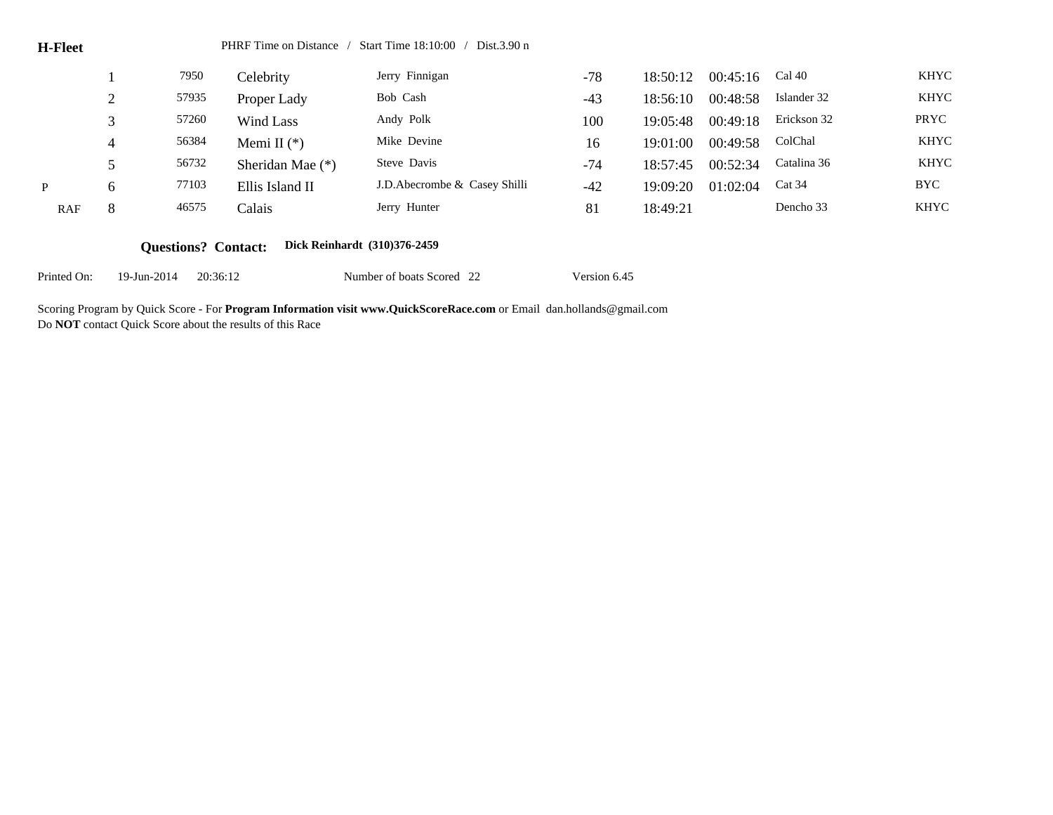**H-Fleet** PHRF Time on Distance / Start Time 18:10:00 / Dist.3.90 n

| | | | | | | | | | |
|---|---|---|---|---|---|---|---|---|---|
| | 1 | 7950 | Celebrity | Jerry Finnigan | -78 | 18:50:12 | 00:45:16 | Cal 40 | KHYC |
| | 2 | 57935 | Proper Lady | Bob Cash | -43 | 18:56:10 | 00:48:58 | Islander 32 | KHYC |
| | 3 | 57260 | Wind Lass | Andy Polk | 100 | 19:05:48 | 00:49:18 | Erickson 32 | PRYC |
| | 4 | 56384 | Memi II (*) | Mike Devine | 16 | 19:01:00 | 00:49:58 | ColChal | KHYC |
| | 5 | 56732 | Sheridan Mae (*) | Steve Davis | -74 | 18:57:45 | 00:52:34 | Catalina 36 | KHYC |
| P | 6 | 77103 | Ellis Island II | J.D.Abecrombe & Casey Shilli | -42 | 19:09:20 | 01:02:04 | Cat 34 | BYC |
| RAF | 8 | 46575 | Calais | Jerry Hunter | 81 | 18:49:21 | | Dencho 33 | KHYC |

**Questions? Contact:** **Dick Reinhardt (310)376-2459**

Printed On: 19-Jun-2014 20:36:12 Number of boats Scored 22 Version 6.45

Scoring Program by Quick Score - For **Program Information visit www.QuickScoreRace.com** or Email dan.hollands@gmail.com
Do **NOT** contact Quick Score about the results of this Race